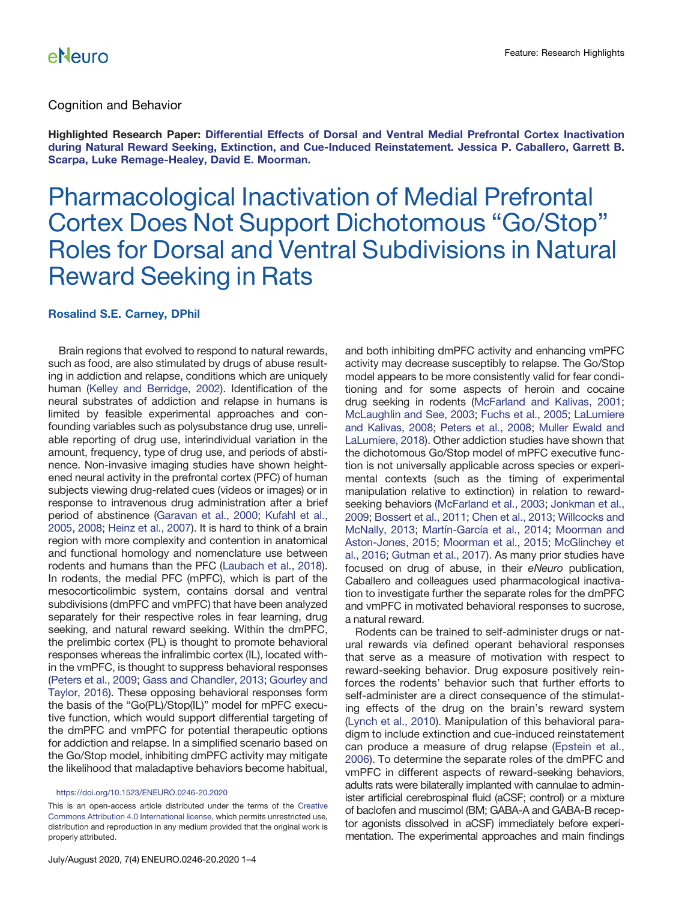Cognition and Behavior

**Highlighted Research Paper: Differential Effects of Dorsal and Ventral Medial Prefrontal Cortex Inactivation during Natural Reward Seeking, Extinction, and Cue-Induced Reinstatement. Jessica P. Caballero, Garrett B. Scarpa, Luke Remage-Healey, David E. Moorman.**

# Pharmacological Inactivation of Medial Prefrontal Cortex Does Not Support Dichotomous "Go/Stop" Roles for Dorsal and Ventral Subdivisions in Natural Reward Seeking in Rats

**Rosalind S.E. Carney, DPhil**

Brain regions that evolved to respond to natural rewards, such as food, are also stimulated by drugs of abuse resulting in addiction and relapse, conditions which are uniquely human (Kelley and Berridge, 2002). Identification of the neural substrates of addiction and relapse in humans is limited by feasible experimental approaches and confounding variables such as polysubstance drug use, unreliable reporting of drug use, interindividual variation in the amount, frequency, type of drug use, and periods of abstinence. Non-invasive imaging studies have shown heightened neural activity in the prefrontal cortex (PFC) of human subjects viewing drug-related cues (videos or images) or in response to intravenous drug administration after a brief period of abstinence (Garavan et al., 2000; Kufahl et al., 2005, 2008; Heinz et al., 2007). It is hard to think of a brain region with more complexity and contention in anatomical and functional homology and nomenclature use between rodents and humans than the PFC (Laubach et al., 2018). In rodents, the medial PFC (mPFC), which is part of the mesocorticolimbic system, contains dorsal and ventral subdivisions (dmPFC and vmPFC) that have been analyzed separately for their respective roles in fear learning, drug seeking, and natural reward seeking. Within the dmPFC, the prelimbic cortex (PL) is thought to promote behavioral responses whereas the infralimbic cortex (IL), located within the vmPFC, is thought to suppress behavioral responses (Peters et al., 2009; Gass and Chandler, 2013; Gourley and Taylor, 2016). These opposing behavioral responses form the basis of the "Go(PL)/Stop(IL)" model for mPFC executive function, which would support differential targeting of the dmPFC and vmPFC for potential therapeutic options for addiction and relapse. In a simplified scenario based on the Go/Stop model, inhibiting dmPFC activity may mitigate the likelihood that maladaptive behaviors become habitual, and both inhibiting dmPFC activity and enhancing vmPFC activity may decrease susceptibly to relapse. The Go/Stop model appears to be more consistently valid for fear conditioning and for some aspects of heroin and cocaine drug seeking in rodents (McFarland and Kalivas, 2001; McLaughlin and See, 2003; Fuchs et al., 2005; LaLumiere and Kalivas, 2008; Peters et al., 2008; Muller Ewald and LaLumiere, 2018). Other addiction studies have shown that the dichotomous Go/Stop model of mPFC executive function is not universally applicable across species or experimental contexts (such as the timing of experimental manipulation relative to extinction) in relation to reward-seeking behaviors (McFarland et al., 2003; Jonkman et al., 2009; Bossert et al., 2011; Chen et al., 2013; Willcocks and McNally, 2013; Martín-García et al., 2014; Moorman and Aston-Jones, 2015; Moorman et al., 2015; McGlinchey et al., 2016; Gutman et al., 2017). As many prior studies have focused on drug of abuse, in their *eNeuro* publication, Caballero and colleagues used pharmacological inactivation to investigate further the separate roles for the dmPFC and vmPFC in motivated behavioral responses to sucrose, a natural reward.

Rodents can be trained to self-administer drugs or natural rewards via defined operant behavioral responses that serve as a measure of motivation with respect to reward-seeking behavior. Drug exposure positively reinforces the rodents' behavior such that further efforts to self-administer are a direct consequence of the stimulating effects of the drug on the brain's reward system (Lynch et al., 2010). Manipulation of this behavioral paradigm to include extinction and cue-induced reinstatement can produce a measure of drug relapse (Epstein et al., 2006). To determine the separate roles of the dmPFC and vmPFC in different aspects of reward-seeking behaviors, adults rats were bilaterally implanted with cannulae to administer artificial cerebrospinal fluid (aCSF; control) or a mixture of baclofen and muscimol (BM; GABA-A and GABA-B receptor agonists dissolved in aCSF) immediately before experimentation. The experimental approaches and main findings

https://doi.org/10.1523/ENEURO.0246-20.2020

This is an open-access article distributed under the terms of the Creative Commons Attribution 4.0 International license, which permits unrestricted use, distribution and reproduction in any medium provided that the original work is properly attributed.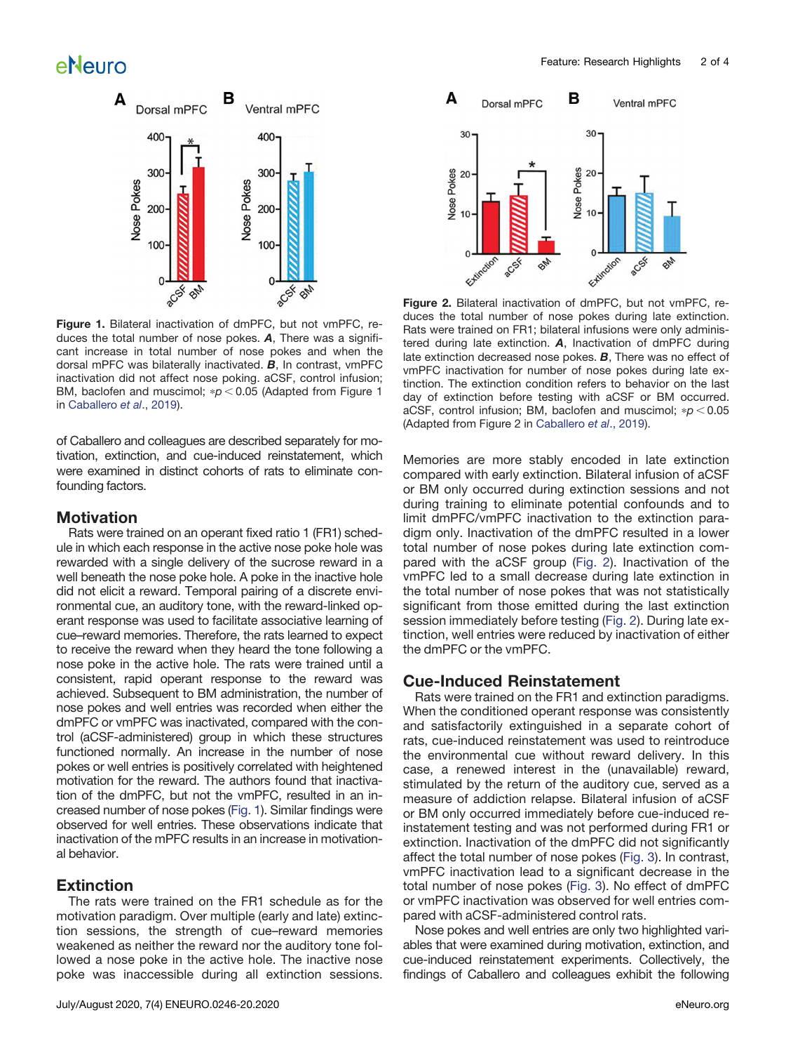**Figure 1.** Bilateral inactivation of dmPFC, but not vmPFC, reduces the total number of nose pokes. ***A***, There was a significant increase in total number of nose pokes and when the dorsal mPFC was bilaterally inactivated. ***B***, In contrast, vmPFC inactivation did not affect nose poking. aCSF, control infusion; BM, baclofen and muscimol; $*p < 0.05$ (Adapted from Figure 1 in Caballero *et al*., 2019).

of Caballero and colleagues are described separately for motivation, extinction, and cue-induced reinstatement, which were examined in distinct cohorts of rats to eliminate confounding factors.

## Motivation

Rats were trained on an operant fixed ratio 1 (FR1) schedule in which each response in the active nose poke hole was rewarded with a single delivery of the sucrose reward in a well beneath the nose poke hole. A poke in the inactive hole did not elicit a reward. Temporal pairing of a discrete environmental cue, an auditory tone, with the reward-linked operant response was used to facilitate associative learning of cue–reward memories. Therefore, the rats learned to expect to receive the reward when they heard the tone following a nose poke in the active hole. The rats were trained until a consistent, rapid operant response to the reward was achieved. Subsequent to BM administration, the number of nose pokes and well entries was recorded when either the dmPFC or vmPFC was inactivated, compared with the control (aCSF-administered) group in which these structures functioned normally. An increase in the number of nose pokes or well entries is positively correlated with heightened motivation for the reward. The authors found that inactivation of the dmPFC, but not the vmPFC, resulted in an increased number of nose pokes (Fig. 1). Similar findings were observed for well entries. These observations indicate that inactivation of the mPFC results in an increase in motivational behavior.

## Extinction

The rats were trained on the FR1 schedule as for the motivation paradigm. Over multiple (early and late) extinction sessions, the strength of cue–reward memories weakened as neither the reward nor the auditory tone followed a nose poke in the active hole. The inactive nose poke was inaccessible during all extinction sessions.

**Figure 2.** Bilateral inactivation of dmPFC, but not vmPFC, reduces the total number of nose pokes during late extinction. Rats were trained on FR1; bilateral infusions were only administered during late extinction. ***A***, Inactivation of dmPFC during late extinction decreased nose pokes. ***B***, There was no effect of vmPFC inactivation for number of nose pokes during late extinction. The extinction condition refers to behavior on the last day of extinction before testing with aCSF or BM occurred. aCSF, control infusion; BM, baclofen and muscimol; $*p < 0.05$ (Adapted from Figure 2 in Caballero *et al*., 2019).

Memories are more stably encoded in late extinction compared with early extinction. Bilateral infusion of aCSF or BM only occurred during extinction sessions and not during training to eliminate potential confounds and to limit dmPFC/vmPFC inactivation to the extinction paradigm only. Inactivation of the dmPFC resulted in a lower total number of nose pokes during late extinction compared with the aCSF group (Fig. 2). Inactivation of the vmPFC led to a small decrease during late extinction in the total number of nose pokes that was not statistically significant from those emitted during the last extinction session immediately before testing (Fig. 2). During late extinction, well entries were reduced by inactivation of either the dmPFC or the vmPFC.

## Cue-Induced Reinstatement

Rats were trained on the FR1 and extinction paradigms. When the conditioned operant response was consistently and satisfactorily extinguished in a separate cohort of rats, cue-induced reinstatement was used to reintroduce the environmental cue without reward delivery. In this case, a renewed interest in the (unavailable) reward, stimulated by the return of the auditory cue, served as a measure of addiction relapse. Bilateral infusion of aCSF or BM only occurred immediately before cue-induced reinstatement testing and was not performed during FR1 or extinction. Inactivation of the dmPFC did not significantly affect the total number of nose pokes (Fig. 3). In contrast, vmPFC inactivation lead to a significant decrease in the total number of nose pokes (Fig. 3). No effect of dmPFC or vmPFC inactivation was observed for well entries compared with aCSF-administered control rats.

Nose pokes and well entries are only two highlighted variables that were examined during motivation, extinction, and cue-induced reinstatement experiments. Collectively, the findings of Caballero and colleagues exhibit the following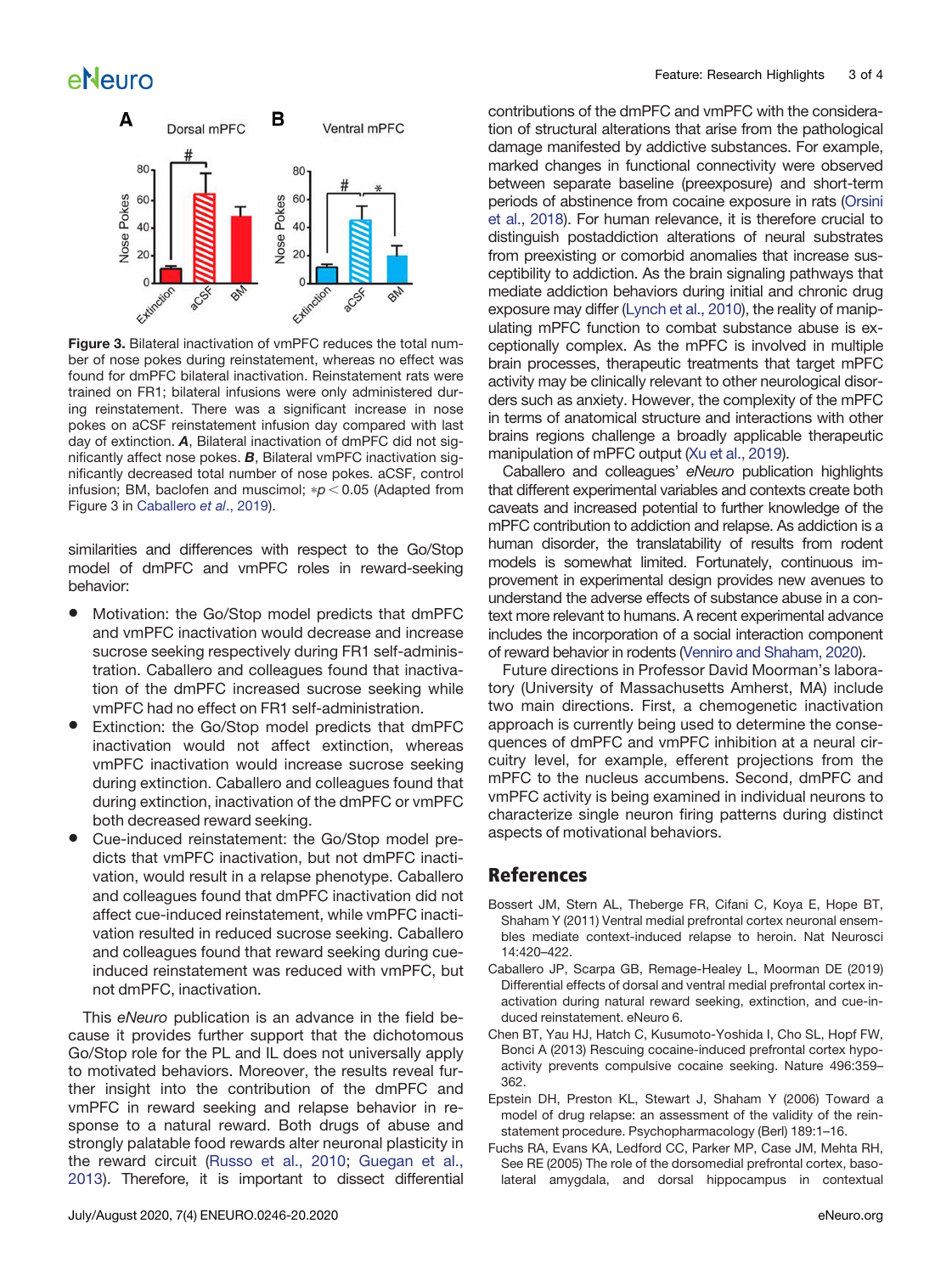Figure 3. Bilateral inactivation of vmPFC reduces the total number of nose pokes during reinstatement, whereas no effect was found for dmPFC bilateral inactivation. Reinstatement rats were trained on FR1; bilateral infusions were only administered during reinstatement. There was a significant increase in nose pokes on aCSF reinstatement infusion day compared with last day of extinction. ***A***, Bilateral inactivation of dmPFC did not significantly affect nose pokes. ***B***, Bilateral vmPFC inactivation significantly decreased total number of nose pokes. aCSF, control infusion; BM, baclofen and muscimol; $*p < 0.05$ (Adapted from Figure 3 in Caballero *et al*., 2019).

similarities and differences with respect to the Go/Stop model of dmPFC and vmPFC roles in reward-seeking behavior:

- Motivation: the Go/Stop model predicts that dmPFC and vmPFC inactivation would decrease and increase sucrose seeking respectively during FR1 self-administration. Caballero and colleagues found that inactivation of the dmPFC increased sucrose seeking while vmPFC had no effect on FR1 self-administration.
- Extinction: the Go/Stop model predicts that dmPFC inactivation would not affect extinction, whereas vmPFC inactivation would increase sucrose seeking during extinction. Caballero and colleagues found that during extinction, inactivation of the dmPFC or vmPFC both decreased reward seeking.
- Cue-induced reinstatement: the Go/Stop model predicts that vmPFC inactivation, but not dmPFC inactivation, would result in a relapse phenotype. Caballero and colleagues found that dmPFC inactivation did not affect cue-induced reinstatement, while vmPFC inactivation resulted in reduced sucrose seeking. Caballero and colleagues found that reward seeking during cue-induced reinstatement was reduced with vmPFC, but not dmPFC, inactivation.

This *eNeuro* publication is an advance in the field because it provides further support that the dichotomous Go/Stop role for the PL and IL does not universally apply to motivated behaviors. Moreover, the results reveal further insight into the contribution of the dmPFC and vmPFC in reward seeking and relapse behavior in response to a natural reward. Both drugs of abuse and strongly palatable food rewards alter neuronal plasticity in the reward circuit (Russo et al., 2010; Guegan et al., 2013). Therefore, it is important to dissect differential contributions of the dmPFC and vmPFC with the consideration of structural alterations that arise from the pathological damage manifested by addictive substances. For example, marked changes in functional connectivity were observed between separate baseline (preexposure) and short-term periods of abstinence from cocaine exposure in rats (Orsini et al., 2018). For human relevance, it is therefore crucial to distinguish postaddiction alterations of neural substrates from preexisting or comorbid anomalies that increase susceptibility to addiction. As the brain signaling pathways that mediate addiction behaviors during initial and chronic drug exposure may differ (Lynch et al., 2010), the reality of manipulating mPFC function to combat substance abuse is exceptionally complex. As the mPFC is involved in multiple brain processes, therapeutic treatments that target mPFC activity may be clinically relevant to other neurological disorders such as anxiety. However, the complexity of the mPFC in terms of anatomical structure and interactions with other brains regions challenge a broadly applicable therapeutic manipulation of mPFC output (Xu et al., 2019).

Caballero and colleagues' *eNeuro* publication highlights that different experimental variables and contexts create both caveats and increased potential to further knowledge of the mPFC contribution to addiction and relapse. As addiction is a human disorder, the translatability of results from rodent models is somewhat limited. Fortunately, continuous improvement in experimental design provides new avenues to understand the adverse effects of substance abuse in a context more relevant to humans. A recent experimental advance includes the incorporation of a social interaction component of reward behavior in rodents (Venniro and Shaham, 2020).

Future directions in Professor David Moorman's laboratory (University of Massachusetts Amherst, MA) include two main directions. First, a chemogenetic inactivation approach is currently being used to determine the consequences of dmPFC and vmPFC inhibition at a neural circuitry level, for example, efferent projections from the mPFC to the nucleus accumbens. Second, dmPFC and vmPFC activity is being examined in individual neurons to characterize single neuron firing patterns during distinct aspects of motivational behaviors.

## References

Bossert JM, Stern AL, Theberge FR, Cifani C, Koya E, Hope BT, Shaham Y (2011) Ventral medial prefrontal cortex neuronal ensembles mediate context-induced relapse to heroin. Nat Neurosci 14:420–422.

Caballero JP, Scarpa GB, Remage-Healey L, Moorman DE (2019) Differential effects of dorsal and ventral medial prefrontal cortex inactivation during natural reward seeking, extinction, and cue-induced reinstatement. eNeuro 6.

Chen BT, Yau HJ, Hatch C, Kusumoto-Yoshida I, Cho SL, Hopf FW, Bonci A (2013) Rescuing cocaine-induced prefrontal cortex hypoactivity prevents compulsive cocaine seeking. Nature 496:359–362.

Epstein DH, Preston KL, Stewart J, Shaham Y (2006) Toward a model of drug relapse: an assessment of the validity of the reinstatement procedure. Psychopharmacology (Berl) 189:1–16.

Fuchs RA, Evans KA, Ledford CC, Parker MP, Case JM, Mehta RH, See RE (2005) The role of the dorsomedial prefrontal cortex, basolateral amygdala, and dorsal hippocampus in contextual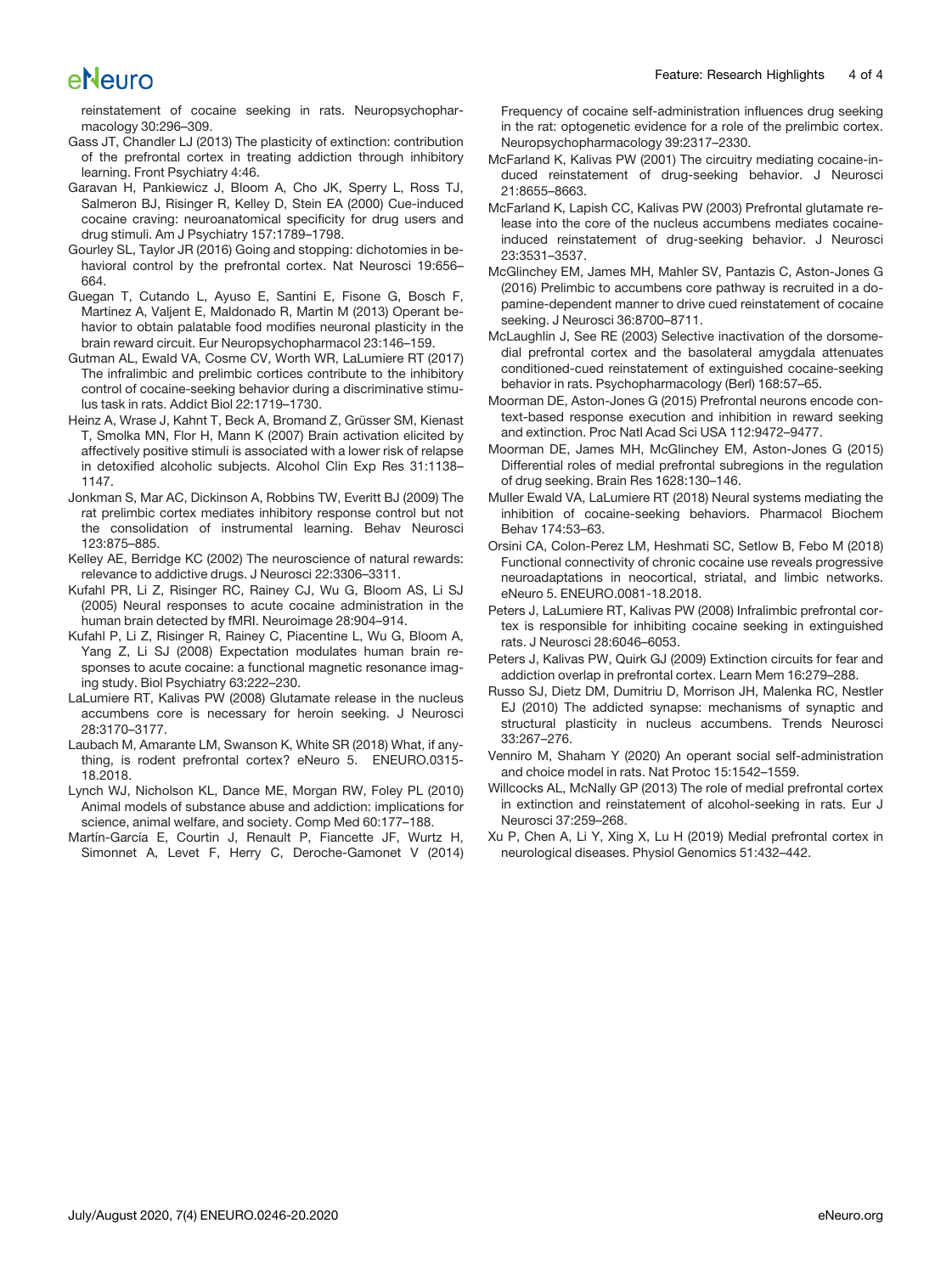reinstatement of cocaine seeking in rats. Neuropsychopharmacology 30:296–309.

Gass JT, Chandler LJ (2013) The plasticity of extinction: contribution of the prefrontal cortex in treating addiction through inhibitory learning. Front Psychiatry 4:46.

Garavan H, Pankiewicz J, Bloom A, Cho JK, Sperry L, Ross TJ, Salmeron BJ, Risinger R, Kelley D, Stein EA (2000) Cue-induced cocaine craving: neuroanatomical specificity for drug users and drug stimuli. Am J Psychiatry 157:1789–1798.

Gourley SL, Taylor JR (2016) Going and stopping: dichotomies in behavioral control by the prefrontal cortex. Nat Neurosci 19:656–664.

Guegan T, Cutando L, Ayuso E, Santini E, Fisone G, Bosch F, Martinez A, Valjent E, Maldonado R, Martin M (2013) Operant behavior to obtain palatable food modifies neuronal plasticity in the brain reward circuit. Eur Neuropsychopharmacol 23:146–159.

Gutman AL, Ewald VA, Cosme CV, Worth WR, LaLumiere RT (2017) The infralimbic and prelimbic cortices contribute to the inhibitory control of cocaine-seeking behavior during a discriminative stimulus task in rats. Addict Biol 22:1719–1730.

Heinz A, Wrase J, Kahnt T, Beck A, Bromand Z, Grüsser SM, Kienast T, Smolka MN, Flor H, Mann K (2007) Brain activation elicited by affectively positive stimuli is associated with a lower risk of relapse in detoxified alcoholic subjects. Alcohol Clin Exp Res 31:1138–1147.

Jonkman S, Mar AC, Dickinson A, Robbins TW, Everitt BJ (2009) The rat prelimbic cortex mediates inhibitory response control but not the consolidation of instrumental learning. Behav Neurosci 123:875–885.

Kelley AE, Berridge KC (2002) The neuroscience of natural rewards: relevance to addictive drugs. J Neurosci 22:3306–3311.

Kufahl PR, Li Z, Risinger RC, Rainey CJ, Wu G, Bloom AS, Li SJ (2005) Neural responses to acute cocaine administration in the human brain detected by fMRI. Neuroimage 28:904–914.

Kufahl P, Li Z, Risinger R, Rainey C, Piacentine L, Wu G, Bloom A, Yang Z, Li SJ (2008) Expectation modulates human brain responses to acute cocaine: a functional magnetic resonance imaging study. Biol Psychiatry 63:222–230.

LaLumiere RT, Kalivas PW (2008) Glutamate release in the nucleus accumbens core is necessary for heroin seeking. J Neurosci 28:3170–3177.

Laubach M, Amarante LM, Swanson K, White SR (2018) What, if anything, is rodent prefrontal cortex? eNeuro 5. ENEURO.0315-18.2018.

Lynch WJ, Nicholson KL, Dance ME, Morgan RW, Foley PL (2010) Animal models of substance abuse and addiction: implications for science, animal welfare, and society. Comp Med 60:177–188.

Martín-García E, Courtin J, Renault P, Fiancette JF, Wurtz H, Simonnet A, Levet F, Herry C, Deroche-Gamonet V (2014) Frequency of cocaine self-administration influences drug seeking in the rat: optogenetic evidence for a role of the prelimbic cortex. Neuropsychopharmacology 39:2317–2330.

McFarland K, Kalivas PW (2001) The circuitry mediating cocaine-induced reinstatement of drug-seeking behavior. J Neurosci 21:8655–8663.

McFarland K, Lapish CC, Kalivas PW (2003) Prefrontal glutamate release into the core of the nucleus accumbens mediates cocaine-induced reinstatement of drug-seeking behavior. J Neurosci 23:3531–3537.

McGlinchey EM, James MH, Mahler SV, Pantazis C, Aston-Jones G (2016) Prelimbic to accumbens core pathway is recruited in a dopamine-dependent manner to drive cued reinstatement of cocaine seeking. J Neurosci 36:8700–8711.

McLaughlin J, See RE (2003) Selective inactivation of the dorsomedial prefrontal cortex and the basolateral amygdala attenuates conditioned-cued reinstatement of extinguished cocaine-seeking behavior in rats. Psychopharmacology (Berl) 168:57–65.

Moorman DE, Aston-Jones G (2015) Prefrontal neurons encode context-based response execution and inhibition in reward seeking and extinction. Proc Natl Acad Sci USA 112:9472–9477.

Moorman DE, James MH, McGlinchey EM, Aston-Jones G (2015) Differential roles of medial prefrontal subregions in the regulation of drug seeking. Brain Res 1628:130–146.

Muller Ewald VA, LaLumiere RT (2018) Neural systems mediating the inhibition of cocaine-seeking behaviors. Pharmacol Biochem Behav 174:53–63.

Orsini CA, Colon-Perez LM, Heshmati SC, Setlow B, Febo M (2018) Functional connectivity of chronic cocaine use reveals progressive neuroadaptations in neocortical, striatal, and limbic networks. eNeuro 5. ENEURO.0081-18.2018.

Peters J, LaLumiere RT, Kalivas PW (2008) Infralimbic prefrontal cortex is responsible for inhibiting cocaine seeking in extinguished rats. J Neurosci 28:6046–6053.

Peters J, Kalivas PW, Quirk GJ (2009) Extinction circuits for fear and addiction overlap in prefrontal cortex. Learn Mem 16:279–288.

Russo SJ, Dietz DM, Dumitriu D, Morrison JH, Malenka RC, Nestler EJ (2010) The addicted synapse: mechanisms of synaptic and structural plasticity in nucleus accumbens. Trends Neurosci 33:267–276.

Venniro M, Shaham Y (2020) An operant social self-administration and choice model in rats. Nat Protoc 15:1542–1559.

Willcocks AL, McNally GP (2013) The role of medial prefrontal cortex in extinction and reinstatement of alcohol-seeking in rats. Eur J Neurosci 37:259–268.

Xu P, Chen A, Li Y, Xing X, Lu H (2019) Medial prefrontal cortex in neurological diseases. Physiol Genomics 51:432–442.